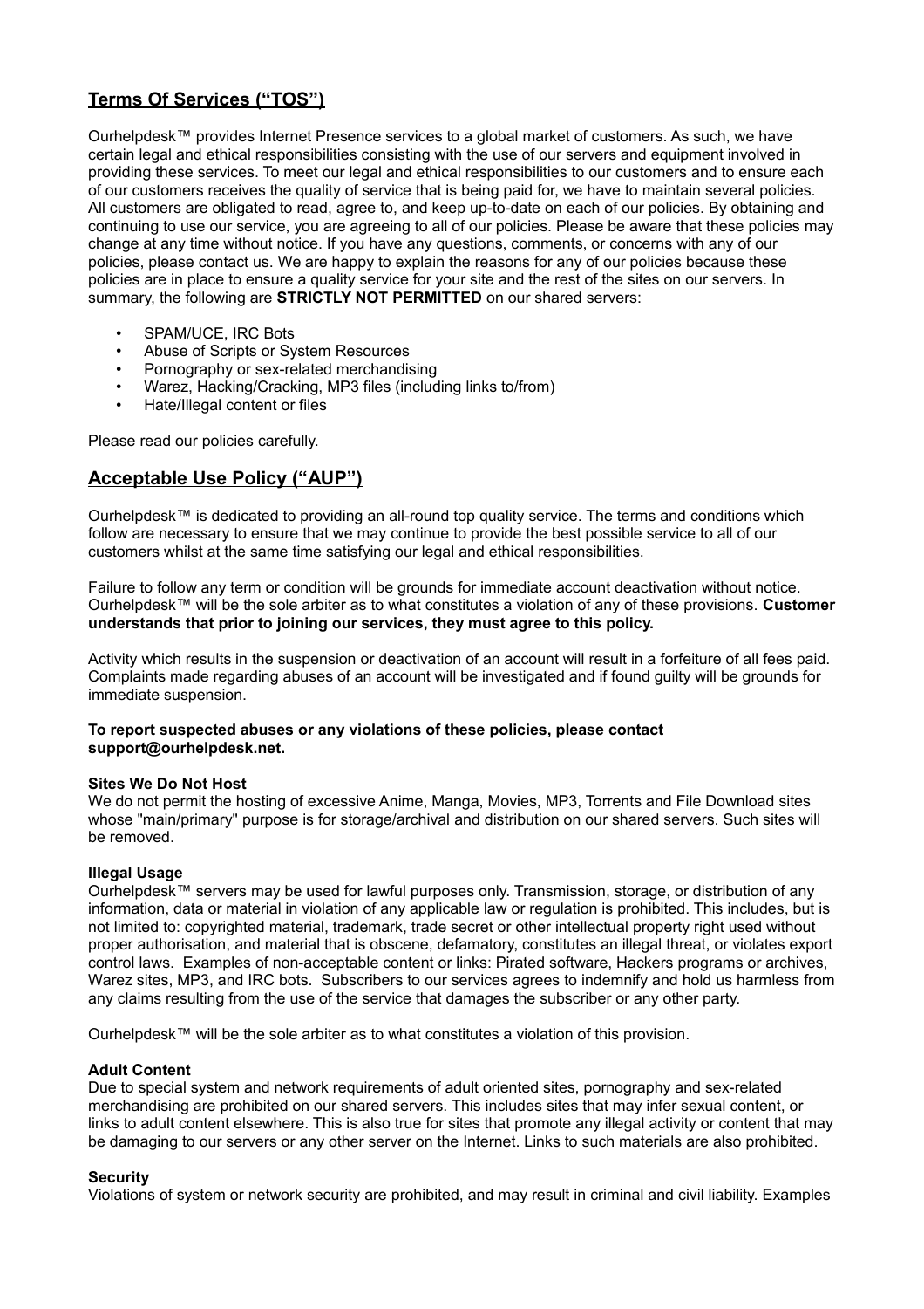## Terms Of Services (“TOS”)

Ourhelpdesk™ provides Internet Presence services to a global market of customers. As such, we have certain legal and ethical responsibilities consisting with the use of our servers and equipment involved in providing these services. To meet our legal and ethical responsibilities to our customers and to ensure each of our customers receives the quality of service that is being paid for, we have to maintain several policies. All customers are obligated to read, agree to, and keep up-to-date on each of our policies. By obtaining and continuing to use our service, you are agreeing to all of our policies. Please be aware that these policies may change at any time without notice. If you have any questions, comments, or concerns with any of our policies, please contact us. We are happy to explain the reasons for any of our policies because these policies are in place to ensure a quality service for your site and the rest of the sites on our servers. In summary, the following are **STRICTLY NOT PERMITTED** on our shared servers:

- SPAM/UCE, IRC Bots
- Abuse of Scripts or System Resources
- Pornography or sex-related merchandising
- Warez, Hacking/Cracking, MP3 files (including links to/from)
- Hate/Illegal content or files

Please read our policies carefully.

## Acceptable Use Policy (“AUP”)

Ourhelpdesk™ is dedicated to providing an all-round top quality service. The terms and conditions which follow are necessary to ensure that we may continue to provide the best possible service to all of our customers whilst at the same time satisfying our legal and ethical responsibilities.

Failure to follow any term or condition will be grounds for immediate account deactivation without notice. Ourhelpdesk™ will be the sole arbiter as to what constitutes a violation of any of these provisions. **Customer understands that prior to joining our services, they must agree to this policy.**

Activity which results in the suspension or deactivation of an account will result in a forfeiture of all fees paid. Complaints made regarding abuses of an account will be investigated and if found guilty will be grounds for immediate suspension.

**To report suspected abuses or any violations of these policies, please contact support@ourhelpdesk.net.**

**Sites We Do Not Host**
We do not permit the hosting of excessive Anime, Manga, Movies, MP3, Torrents and File Download sites whose "main/primary" purpose is for storage/archival and distribution on our shared servers. Such sites will be removed.

**Illegal Usage**
Ourhelpdesk™ servers may be used for lawful purposes only. Transmission, storage, or distribution of any information, data or material in violation of any applicable law or regulation is prohibited. This includes, but is not limited to: copyrighted material, trademark, trade secret or other intellectual property right used without proper authorisation, and material that is obscene, defamatory, constitutes an illegal threat, or violates export control laws. Examples of non-acceptable content or links: Pirated software, Hackers programs or archives, Warez sites, MP3, and IRC bots. Subscribers to our services agrees to indemnify and hold us harmless from any claims resulting from the use of the service that damages the subscriber or any other party.

Ourhelpdesk™ will be the sole arbiter as to what constitutes a violation of this provision.

**Adult Content**
Due to special system and network requirements of adult oriented sites, pornography and sex-related merchandising are prohibited on our shared servers. This includes sites that may infer sexual content, or links to adult content elsewhere. This is also true for sites that promote any illegal activity or content that may be damaging to our servers or any other server on the Internet. Links to such materials are also prohibited.

**Security**
Violations of system or network security are prohibited, and may result in criminal and civil liability. Examples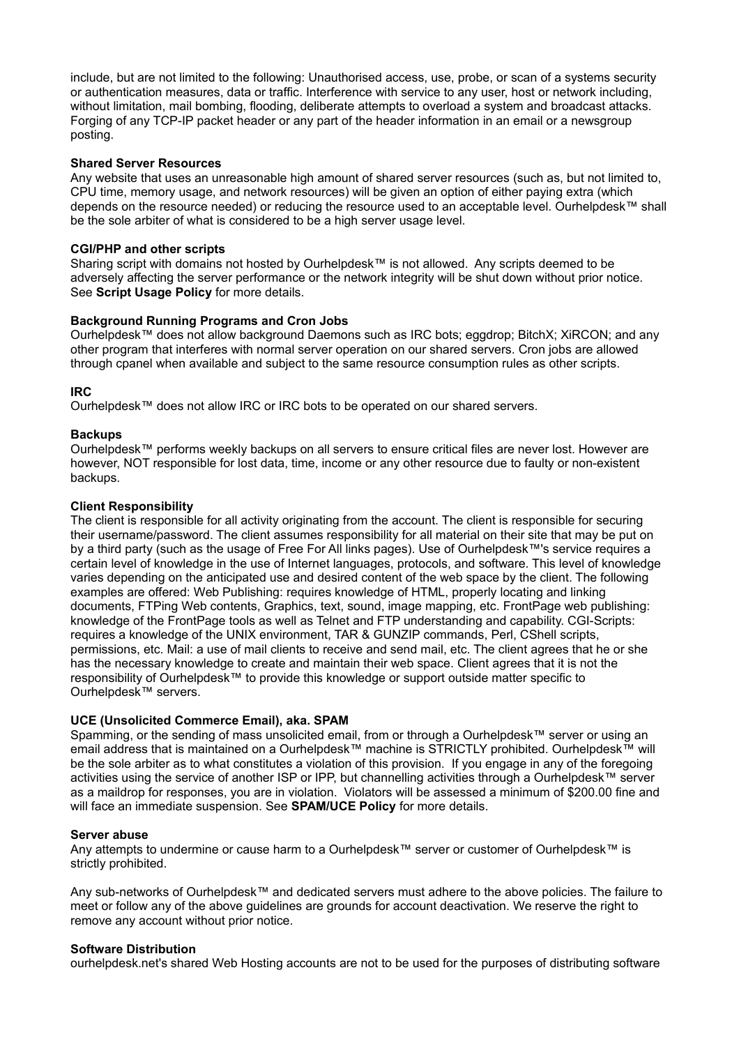include, but are not limited to the following: Unauthorised access, use, probe, or scan of a systems security or authentication measures, data or traffic. Interference with service to any user, host or network including, without limitation, mail bombing, flooding, deliberate attempts to overload a system and broadcast attacks. Forging of any TCP-IP packet header or any part of the header information in an email or a newsgroup posting.

**Shared Server Resources**
Any website that uses an unreasonable high amount of shared server resources (such as, but not limited to, CPU time, memory usage, and network resources) will be given an option of either paying extra (which depends on the resource needed) or reducing the resource used to an acceptable level. Ourhelpdesk™ shall be the sole arbiter of what is considered to be a high server usage level.

**CGI/PHP and other scripts**
Sharing script with domains not hosted by Ourhelpdesk™ is not allowed. Any scripts deemed to be adversely affecting the server performance or the network integrity will be shut down without prior notice. See **Script Usage Policy** for more details.

**Background Running Programs and Cron Jobs**
Ourhelpdesk™ does not allow background Daemons such as IRC bots; eggdrop; BitchX; XiRCON; and any other program that interferes with normal server operation on our shared servers. Cron jobs are allowed through cpanel when available and subject to the same resource consumption rules as other scripts.

**IRC**
Ourhelpdesk™ does not allow IRC or IRC bots to be operated on our shared servers.

**Backups**
Ourhelpdesk™ performs weekly backups on all servers to ensure critical files are never lost. However are however, NOT responsible for lost data, time, income or any other resource due to faulty or non-existent backups.

**Client Responsibility**
The client is responsible for all activity originating from the account. The client is responsible for securing their username/password. The client assumes responsibility for all material on their site that may be put on by a third party (such as the usage of Free For All links pages). Use of Ourhelpdesk™'s service requires a certain level of knowledge in the use of Internet languages, protocols, and software. This level of knowledge varies depending on the anticipated use and desired content of the web space by the client. The following examples are offered: Web Publishing: requires knowledge of HTML, properly locating and linking documents, FTPing Web contents, Graphics, text, sound, image mapping, etc. FrontPage web publishing: knowledge of the FrontPage tools as well as Telnet and FTP understanding and capability. CGI-Scripts: requires a knowledge of the UNIX environment, TAR & GUNZIP commands, Perl, CShell scripts, permissions, etc. Mail: a use of mail clients to receive and send mail, etc. The client agrees that he or she has the necessary knowledge to create and maintain their web space. Client agrees that it is not the responsibility of Ourhelpdesk™ to provide this knowledge or support outside matter specific to Ourhelpdesk™ servers.

**UCE (Unsolicited Commerce Email), aka. SPAM**
Spamming, or the sending of mass unsolicited email, from or through a Ourhelpdesk™ server or using an email address that is maintained on a Ourhelpdesk™ machine is STRICTLY prohibited. Ourhelpdesk™ will be the sole arbiter as to what constitutes a violation of this provision. If you engage in any of the foregoing activities using the service of another ISP or IPP, but channelling activities through a Ourhelpdesk™ server as a maildrop for responses, you are in violation. Violators will be assessed a minimum of $200.00 fine and will face an immediate suspension. See **SPAM/UCE Policy** for more details.

**Server abuse**
Any attempts to undermine or cause harm to a Ourhelpdesk™ server or customer of Ourhelpdesk™ is strictly prohibited.

Any sub-networks of Ourhelpdesk™ and dedicated servers must adhere to the above policies. The failure to meet or follow any of the above guidelines are grounds for account deactivation. We reserve the right to remove any account without prior notice.

**Software Distribution**
ourhelpdesk.net's shared Web Hosting accounts are not to be used for the purposes of distributing software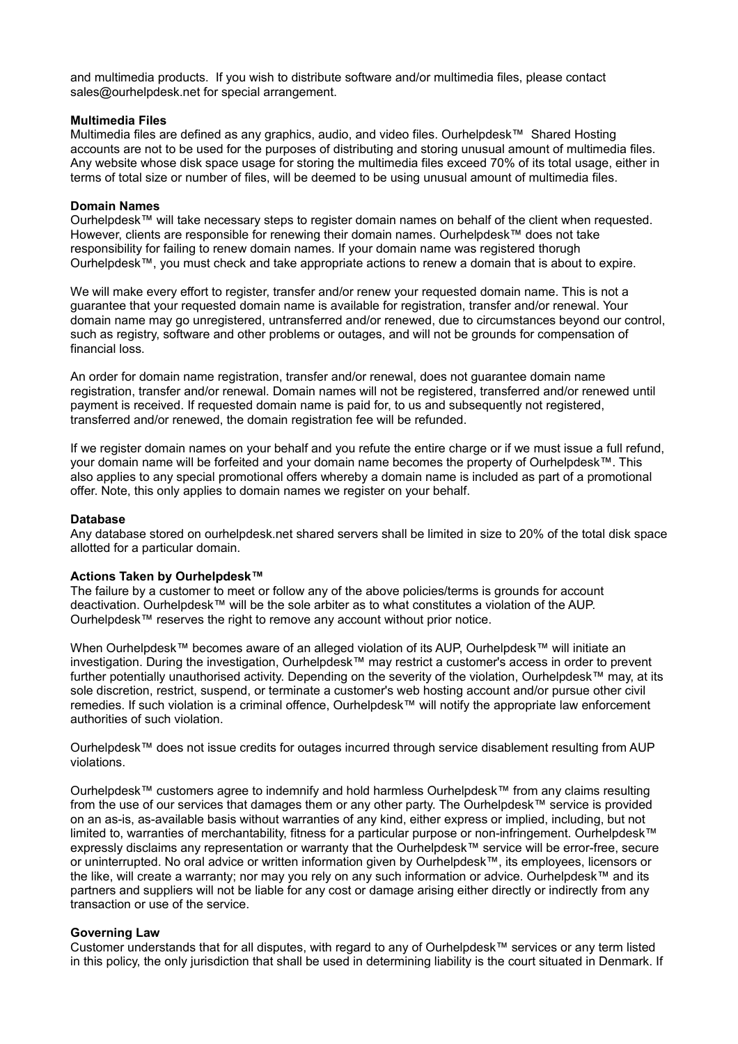and multimedia products.  If you wish to distribute software and/or multimedia files, please contact sales@ourhelpdesk.net for special arrangement.

**Multimedia Files**

Multimedia files are defined as any graphics, audio, and video files. Ourhelpdesk™  Shared Hosting accounts are not to be used for the purposes of distributing and storing unusual amount of multimedia files. Any website whose disk space usage for storing the multimedia files exceed 70% of its total usage, either in terms of total size or number of files, will be deemed to be using unusual amount of multimedia files.

**Domain Names**

Ourhelpdesk™ will take necessary steps to register domain names on behalf of the client when requested. However, clients are responsible for renewing their domain names. Ourhelpdesk™ does not take responsibility for failing to renew domain names. If your domain name was registered thorugh Ourhelpdesk™, you must check and take appropriate actions to renew a domain that is about to expire.

We will make every effort to register, transfer and/or renew your requested domain name. This is not a guarantee that your requested domain name is available for registration, transfer and/or renewal. Your domain name may go unregistered, untransferred and/or renewed, due to circumstances beyond our control, such as registry, software and other problems or outages, and will not be grounds for compensation of financial loss.

An order for domain name registration, transfer and/or renewal, does not guarantee domain name registration, transfer and/or renewal. Domain names will not be registered, transferred and/or renewed until payment is received. If requested domain name is paid for, to us and subsequently not registered, transferred and/or renewed, the domain registration fee will be refunded.

If we register domain names on your behalf and you refute the entire charge or if we must issue a full refund, your domain name will be forfeited and your domain name becomes the property of Ourhelpdesk™. This also applies to any special promotional offers whereby a domain name is included as part of a promotional offer. Note, this only applies to domain names we register on your behalf.

**Database**

Any database stored on ourhelpdesk.net shared servers shall be limited in size to 20% of the total disk space allotted for a particular domain.

**Actions Taken by Ourhelpdesk™**

The failure by a customer to meet or follow any of the above policies/terms is grounds for account deactivation. Ourhelpdesk™ will be the sole arbiter as to what constitutes a violation of the AUP. Ourhelpdesk™ reserves the right to remove any account without prior notice.

When Ourhelpdesk™ becomes aware of an alleged violation of its AUP, Ourhelpdesk™ will initiate an investigation. During the investigation, Ourhelpdesk™ may restrict a customer's access in order to prevent further potentially unauthorised activity. Depending on the severity of the violation, Ourhelpdesk™ may, at its sole discretion, restrict, suspend, or terminate a customer's web hosting account and/or pursue other civil remedies. If such violation is a criminal offence, Ourhelpdesk™ will notify the appropriate law enforcement authorities of such violation.

Ourhelpdesk™ does not issue credits for outages incurred through service disablement resulting from AUP violations.

Ourhelpdesk™ customers agree to indemnify and hold harmless Ourhelpdesk™ from any claims resulting from the use of our services that damages them or any other party. The Ourhelpdesk™ service is provided on an as-is, as-available basis without warranties of any kind, either express or implied, including, but not limited to, warranties of merchantability, fitness for a particular purpose or non-infringement. Ourhelpdesk™ expressly disclaims any representation or warranty that the Ourhelpdesk™ service will be error-free, secure or uninterrupted. No oral advice or written information given by Ourhelpdesk™, its employees, licensors or the like, will create a warranty; nor may you rely on any such information or advice. Ourhelpdesk™ and its partners and suppliers will not be liable for any cost or damage arising either directly or indirectly from any transaction or use of the service.

**Governing Law**

Customer understands that for all disputes, with regard to any of Ourhelpdesk™ services or any term listed in this policy, the only jurisdiction that shall be used in determining liability is the court situated in Denmark. If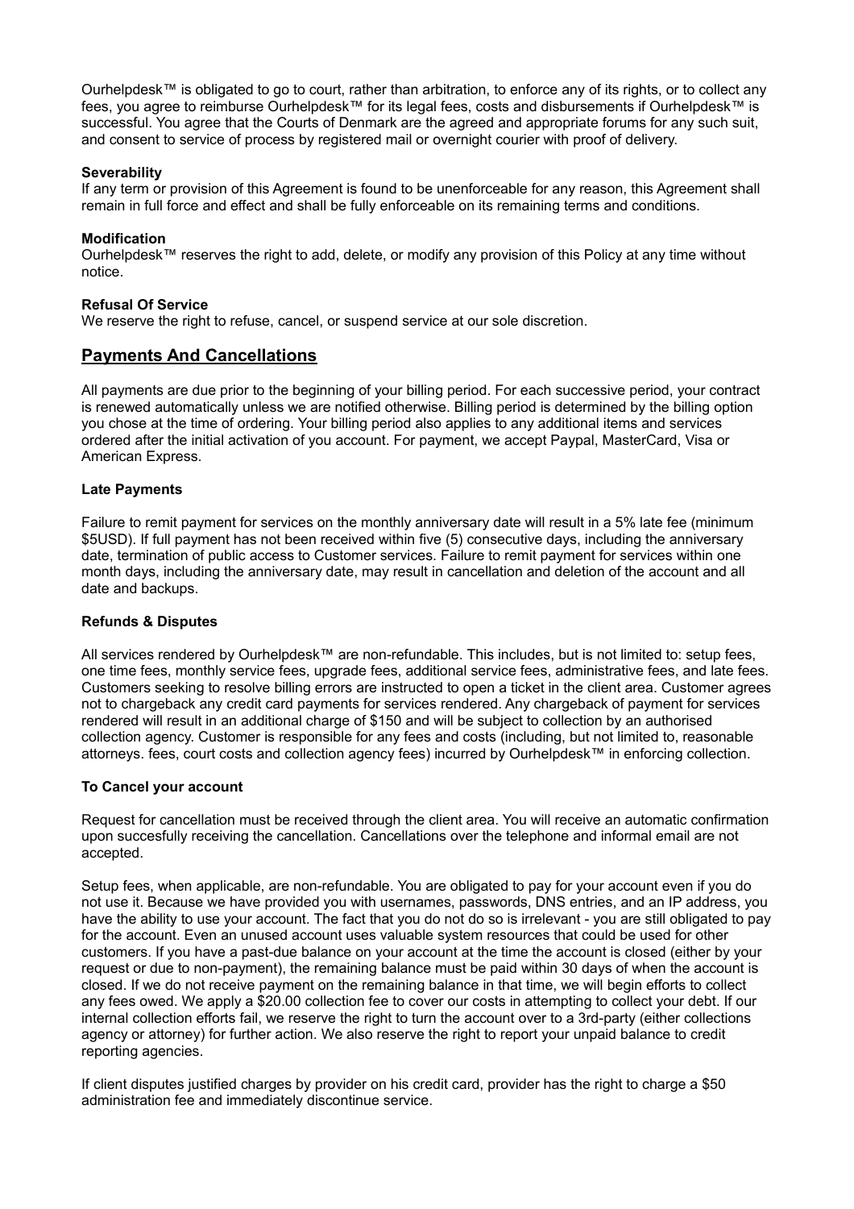Ourhelpdesk™ is obligated to go to court, rather than arbitration, to enforce any of its rights, or to collect any fees, you agree to reimburse Ourhelpdesk™ for its legal fees, costs and disbursements if Ourhelpdesk™ is successful. You agree that the Courts of Denmark are the agreed and appropriate forums for any such suit, and consent to service of process by registered mail or overnight courier with proof of delivery.

**Severability**
If any term or provision of this Agreement is found to be unenforceable for any reason, this Agreement shall remain in full force and effect and shall be fully enforceable on its remaining terms and conditions.

**Modification**
Ourhelpdesk™ reserves the right to add, delete, or modify any provision of this Policy at any time without notice.

**Refusal Of Service**
We reserve the right to refuse, cancel, or suspend service at our sole discretion.

## Payments And Cancellations

All payments are due prior to the beginning of your billing period. For each successive period, your contract is renewed automatically unless we are notified otherwise. Billing period is determined by the billing option you chose at the time of ordering. Your billing period also applies to any additional items and services ordered after the initial activation of you account. For payment, we accept Paypal, MasterCard, Visa or American Express.

**Late Payments**

Failure to remit payment for services on the monthly anniversary date will result in a 5% late fee (minimum $5USD). If full payment has not been received within five (5) consecutive days, including the anniversary date, termination of public access to Customer services. Failure to remit payment for services within one month days, including the anniversary date, may result in cancellation and deletion of the account and all date and backups.

**Refunds & Disputes**

All services rendered by Ourhelpdesk™ are non-refundable. This includes, but is not limited to: setup fees, one time fees, monthly service fees, upgrade fees, additional service fees, administrative fees, and late fees. Customers seeking to resolve billing errors are instructed to open a ticket in the client area. Customer agrees not to chargeback any credit card payments for services rendered. Any chargeback of payment for services rendered will result in an additional charge of $150 and will be subject to collection by an authorised collection agency. Customer is responsible for any fees and costs (including, but not limited to, reasonable attorneys. fees, court costs and collection agency fees) incurred by Ourhelpdesk™ in enforcing collection.

**To Cancel your account**

Request for cancellation must be received through the client area. You will receive an automatic confirmation upon succesfully receiving the cancellation. Cancellations over the telephone and informal email are not accepted.

Setup fees, when applicable, are non-refundable. You are obligated to pay for your account even if you do not use it. Because we have provided you with usernames, passwords, DNS entries, and an IP address, you have the ability to use your account. The fact that you do not do so is irrelevant - you are still obligated to pay for the account. Even an unused account uses valuable system resources that could be used for other customers. If you have a past-due balance on your account at the time the account is closed (either by your request or due to non-payment), the remaining balance must be paid within 30 days of when the account is closed. If we do not receive payment on the remaining balance in that time, we will begin efforts to collect any fees owed. We apply a $20.00 collection fee to cover our costs in attempting to collect your debt. If our internal collection efforts fail, we reserve the right to turn the account over to a 3rd-party (either collections agency or attorney) for further action. We also reserve the right to report your unpaid balance to credit reporting agencies.

If client disputes justified charges by provider on his credit card, provider has the right to charge a $50 administration fee and immediately discontinue service.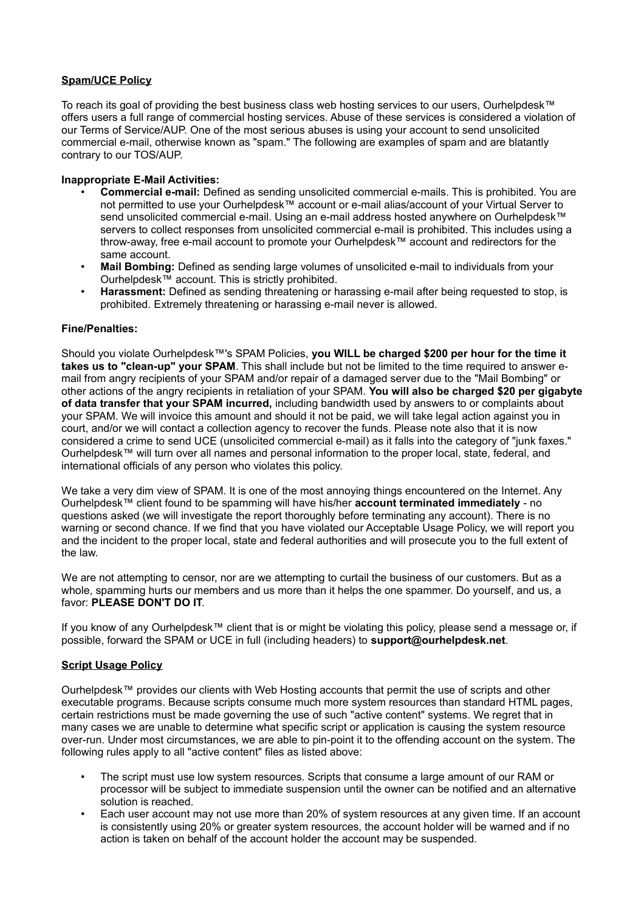**Spam/UCE Policy**

To reach its goal of providing the best business class web hosting services to our users, Ourhelpdesk™ offers users a full range of commercial hosting services. Abuse of these services is considered a violation of our Terms of Service/AUP. One of the most serious abuses is using your account to send unsolicited commercial e-mail, otherwise known as "spam." The following are examples of spam and are blatantly contrary to our TOS/AUP.

**Inappropriate E-Mail Activities:**

- **Commercial e-mail:** Defined as sending unsolicited commercial e-mails. This is prohibited. You are not permitted to use your Ourhelpdesk™ account or e-mail alias/account of your Virtual Server to send unsolicited commercial e-mail. Using an e-mail address hosted anywhere on Ourhelpdesk™ servers to collect responses from unsolicited commercial e-mail is prohibited. This includes using a throw-away, free e-mail account to promote your Ourhelpdesk™ account and redirectors for the same account.
- **Mail Bombing:** Defined as sending large volumes of unsolicited e-mail to individuals from your Ourhelpdesk™ account. This is strictly prohibited.
- **Harassment:** Defined as sending threatening or harassing e-mail after being requested to stop, is prohibited. Extremely threatening or harassing e-mail never is allowed.

**Fine/Penalties:**

Should you violate Ourhelpdesk™'s SPAM Policies, **you WILL be charged $200 per hour for the time it takes us to "clean-up" your SPAM**. This shall include but not be limited to the time required to answer e-mail from angry recipients of your SPAM and/or repair of a damaged server due to the "Mail Bombing" or other actions of the angry recipients in retaliation of your SPAM. **You will also be charged $20 per gigabyte of data transfer that your SPAM incurred,** including bandwidth used by answers to or complaints about your SPAM. We will invoice this amount and should it not be paid, we will take legal action against you in court, and/or we will contact a collection agency to recover the funds. Please note also that it is now considered a crime to send UCE (unsolicited commercial e-mail) as it falls into the category of "junk faxes." Ourhelpdesk™ will turn over all names and personal information to the proper local, state, federal, and international officials of any person who violates this policy.

We take a very dim view of SPAM. It is one of the most annoying things encountered on the Internet. Any Ourhelpdesk™ client found to be spamming will have his/her **account terminated immediately** - no questions asked (we will investigate the report thoroughly before terminating any account). There is no warning or second chance. If we find that you have violated our Acceptable Usage Policy, we will report you and the incident to the proper local, state and federal authorities and will prosecute you to the full extent of the law.

We are not attempting to censor, nor are we attempting to curtail the business of our customers. But as a whole, spamming hurts our members and us more than it helps the one spammer. Do yourself, and us, a favor: **PLEASE DON'T DO IT**.

If you know of any Ourhelpdesk™ client that is or might be violating this policy, please send a message or, if possible, forward the SPAM or UCE in full (including headers) to **support@ourhelpdesk.net**.

**Script Usage Policy**

Ourhelpdesk™ provides our clients with Web Hosting accounts that permit the use of scripts and other executable programs. Because scripts consume much more system resources than standard HTML pages, certain restrictions must be made governing the use of such "active content" systems. We regret that in many cases we are unable to determine what specific script or application is causing the system resource over-run. Under most circumstances, we are able to pin-point it to the offending account on the system. The following rules apply to all "active content" files as listed above:

- The script must use low system resources. Scripts that consume a large amount of our RAM or processor will be subject to immediate suspension until the owner can be notified and an alternative solution is reached.
- Each user account may not use more than 20% of system resources at any given time. If an account is consistently using 20% or greater system resources, the account holder will be warned and if no action is taken on behalf of the account holder the account may be suspended.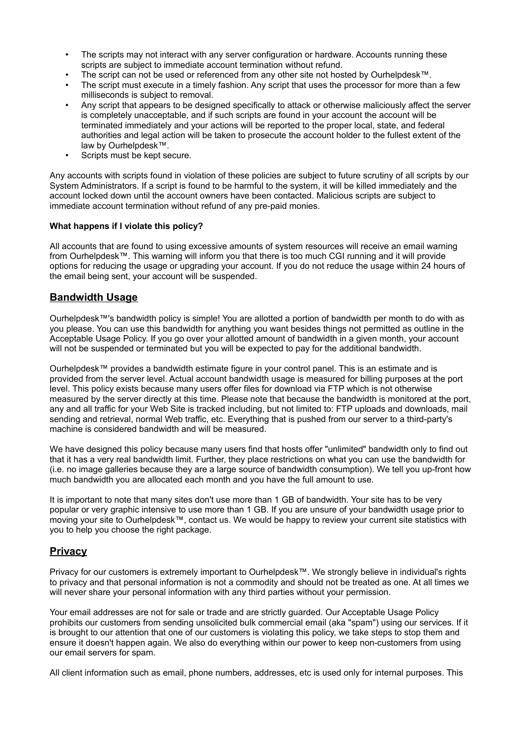- The scripts may not interact with any server configuration or hardware. Accounts running these scripts are subject to immediate account termination without refund.
- The script can not be used or referenced from any other site not hosted by Ourhelpdesk™.
- The script must execute in a timely fashion. Any script that uses the processor for more than a few milliseconds is subject to removal.
- Any script that appears to be designed specifically to attack or otherwise maliciously affect the server is completely unacceptable, and if such scripts are found in your account the account will be terminated immediately and your actions will be reported to the proper local, state, and federal authorities and legal action will be taken to prosecute the account holder to the fullest extent of the law by Ourhelpdesk™.
- Scripts must be kept secure.

Any accounts with scripts found in violation of these policies are subject to future scrutiny of all scripts by our System Administrators. If a script is found to be harmful to the system, it will be killed immediately and the account locked down until the account owners have been contacted. Malicious scripts are subject to immediate account termination without refund of any pre-paid monies.

**What happens if I violate this policy?**

All accounts that are found to using excessive amounts of system resources will receive an email warning from Ourhelpdesk™. This warning will inform you that there is too much CGI running and it will provide options for reducing the usage or upgrading your account. If you do not reduce the usage within 24 hours of the email being sent, your account will be suspended.

## Bandwidth Usage

Ourhelpdesk™'s bandwidth policy is simple! You are allotted a portion of bandwidth per month to do with as you please. You can use this bandwidth for anything you want besides things not permitted as outline in the Acceptable Usage Policy. If you go over your allotted amount of bandwidth in a given month, your account will not be suspended or terminated but you will be expected to pay for the additional bandwidth.

Ourhelpdesk™ provides a bandwidth estimate figure in your control panel. This is an estimate and is provided from the server level. Actual account bandwidth usage is measured for billing purposes at the port level. This policy exists because many users offer files for download via FTP which is not otherwise measured by the server directly at this time. Please note that because the bandwidth is monitored at the port, any and all traffic for your Web Site is tracked including, but not limited to: FTP uploads and downloads, mail sending and retrieval, normal Web traffic, etc. Everything that is pushed from our server to a third-party's machine is considered bandwidth and will be measured.

We have designed this policy because many users find that hosts offer "unlimited" bandwidth only to find out that it has a very real bandwidth limit. Further, they place restrictions on what you can use the bandwidth for (i.e. no image galleries because they are a large source of bandwidth consumption). We tell you up-front how much bandwidth you are allocated each month and you have the full amount to use.

It is important to note that many sites don't use more than 1 GB of bandwidth. Your site has to be very popular or very graphic intensive to use more than 1 GB. If you are unsure of your bandwidth usage prior to moving your site to Ourhelpdesk™, contact us. We would be happy to review your current site statistics with you to help you choose the right package.

## Privacy

Privacy for our customers is extremely important to Ourhelpdesk™. We strongly believe in individual's rights to privacy and that personal information is not a commodity and should not be treated as one. At all times we will never share your personal information with any third parties without your permission.

Your email addresses are not for sale or trade and are strictly guarded. Our Acceptable Usage Policy prohibits our customers from sending unsolicited bulk commercial email (aka "spam") using our services. If it is brought to our attention that one of our customers is violating this policy, we take steps to stop them and ensure it doesn't happen again. We also do everything within our power to keep non-customers from using our email servers for spam.

All client information such as email, phone numbers, addresses, etc is used only for internal purposes. This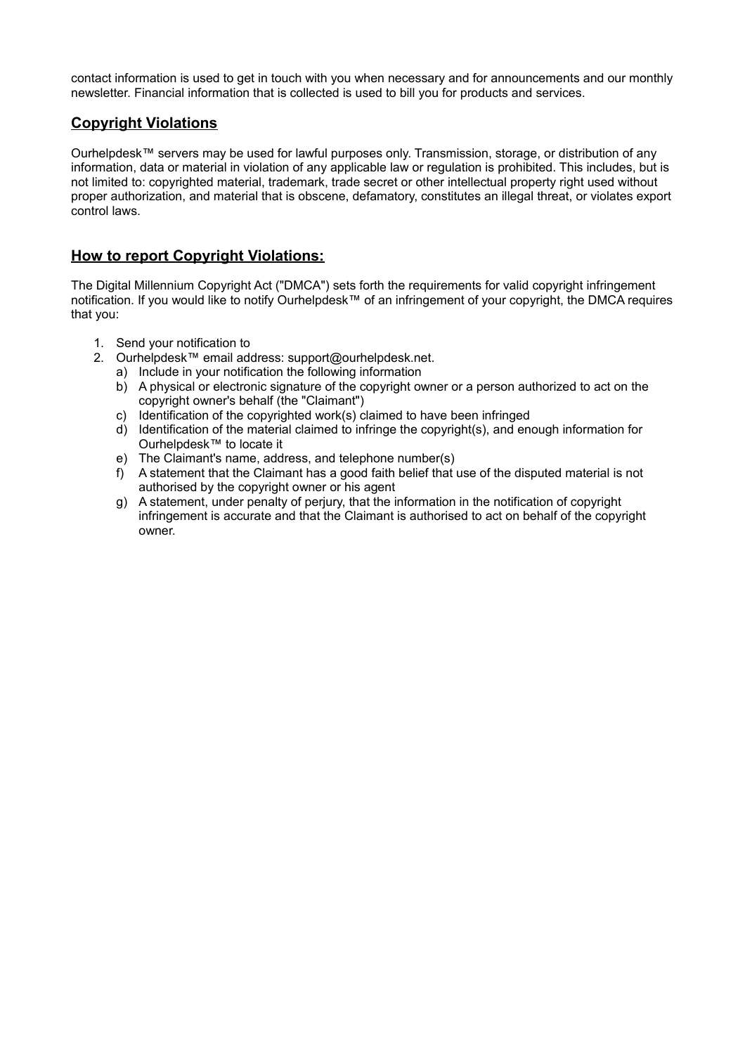contact information is used to get in touch with you when necessary and for announcements and our monthly newsletter. Financial information that is collected is used to bill you for products and services.

## Copyright Violations

Ourhelpdesk™ servers may be used for lawful purposes only. Transmission, storage, or distribution of any information, data or material in violation of any applicable law or regulation is prohibited. This includes, but is not limited to: copyrighted material, trademark, trade secret or other intellectual property right used without proper authorization, and material that is obscene, defamatory, constitutes an illegal threat, or violates export control laws.

## How to report Copyright Violations:

The Digital Millennium Copyright Act ("DMCA") sets forth the requirements for valid copyright infringement notification. If you would like to notify Ourhelpdesk™ of an infringement of your copyright, the DMCA requires that you:

1. Send your notification to
2. Ourhelpdesk™ email address: support@ourhelpdesk.net.
   a) Include in your notification the following information
   b) A physical or electronic signature of the copyright owner or a person authorized to act on the copyright owner's behalf (the "Claimant")
   c) Identification of the copyrighted work(s) claimed to have been infringed
   d) Identification of the material claimed to infringe the copyright(s), and enough information for Ourhelpdesk™ to locate it
   e) The Claimant's name, address, and telephone number(s)
   f) A statement that the Claimant has a good faith belief that use of the disputed material is not authorised by the copyright owner or his agent
   g) A statement, under penalty of perjury, that the information in the notification of copyright infringement is accurate and that the Claimant is authorised to act on behalf of the copyright owner.